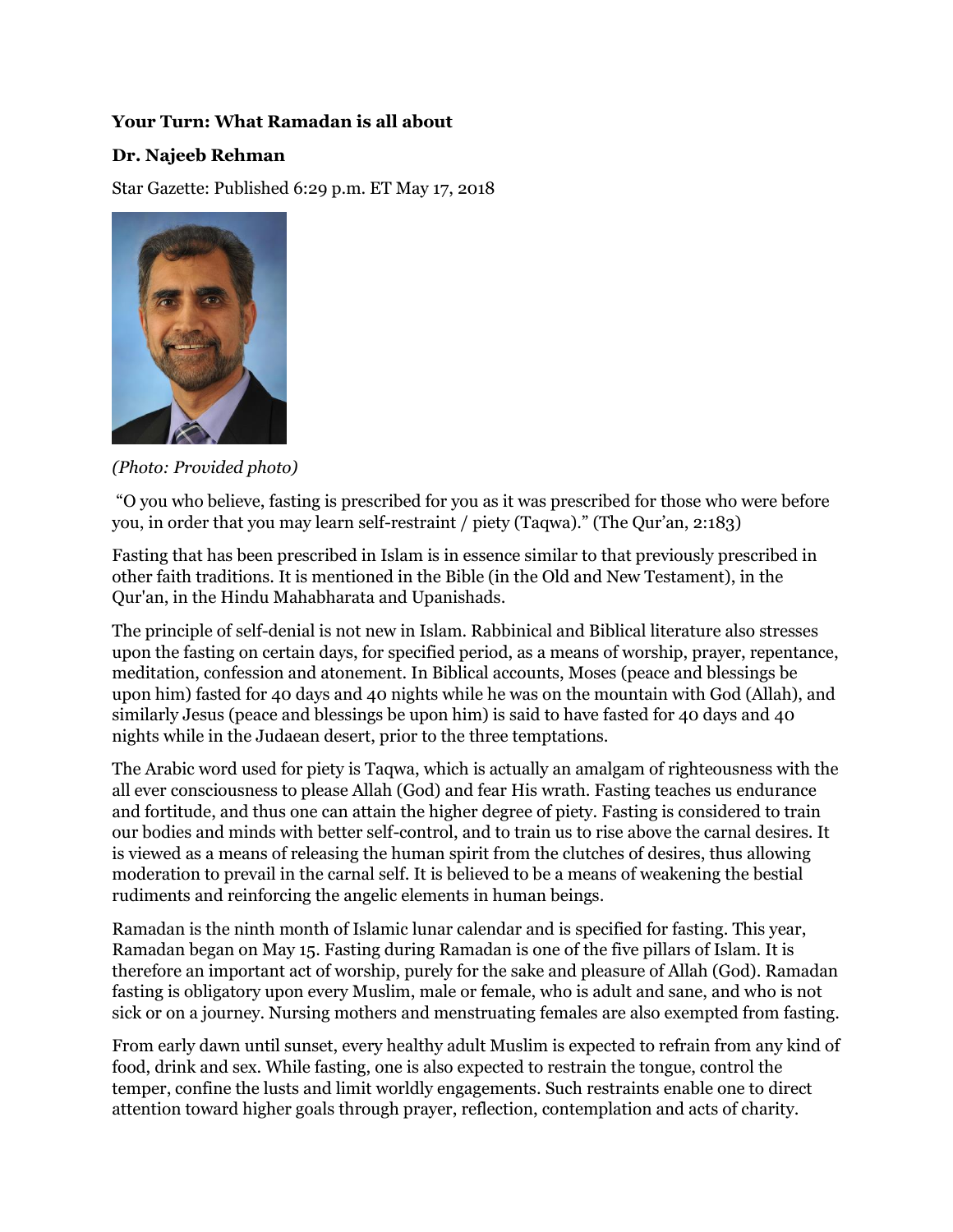**Your Turn: What Ramadan is all about**

**Dr. Najeeb Rehman**

Star Gazette: Published 6:29 p.m. ET May 17, 2018

*(Photo: Provided photo)*

"O you who believe, fasting is prescribed for you as it was prescribed for those who were before you, in order that you may learn self-restraint / piety (Taqwa)." (The Qur'an, 2:183)

Fasting that has been prescribed in Islam is in essence similar to that previously prescribed in other faith traditions. It is mentioned in the Bible (in the Old and New Testament), in the Qur'an, in the Hindu Mahabharata and Upanishads.

The principle of self-denial is not new in Islam. Rabbinical and Biblical literature also stresses upon the fasting on certain days, for specified period, as a means of worship, prayer, repentance, meditation, confession and atonement. In Biblical accounts, Moses (peace and blessings be upon him) fasted for 40 days and 40 nights while he was on the mountain with God (Allah), and similarly Jesus (peace and blessings be upon him) is said to have fasted for 40 days and 40 nights while in the Judaean desert, prior to the three temptations.

The Arabic word used for piety is Taqwa, which is actually an amalgam of righteousness with the all ever consciousness to please Allah (God) and fear His wrath. Fasting teaches us endurance and fortitude, and thus one can attain the higher degree of piety. Fasting is considered to train our bodies and minds with better self-control, and to train us to rise above the carnal desires. It is viewed as a means of releasing the human spirit from the clutches of desires, thus allowing moderation to prevail in the carnal self. It is believed to be a means of weakening the bestial rudiments and reinforcing the angelic elements in human beings.

Ramadan is the ninth month of Islamic lunar calendar and is specified for fasting. This year, Ramadan began on May 15. Fasting during Ramadan is one of the five pillars of Islam. It is therefore an important act of worship, purely for the sake and pleasure of Allah (God). Ramadan fasting is obligatory upon every Muslim, male or female, who is adult and sane, and who is not sick or on a journey. Nursing mothers and menstruating females are also exempted from fasting.

From early dawn until sunset, every healthy adult Muslim is expected to refrain from any kind of food, drink and sex. While fasting, one is also expected to restrain the tongue, control the temper, confine the lusts and limit worldly engagements. Such restraints enable one to direct attention toward higher goals through prayer, reflection, contemplation and acts of charity.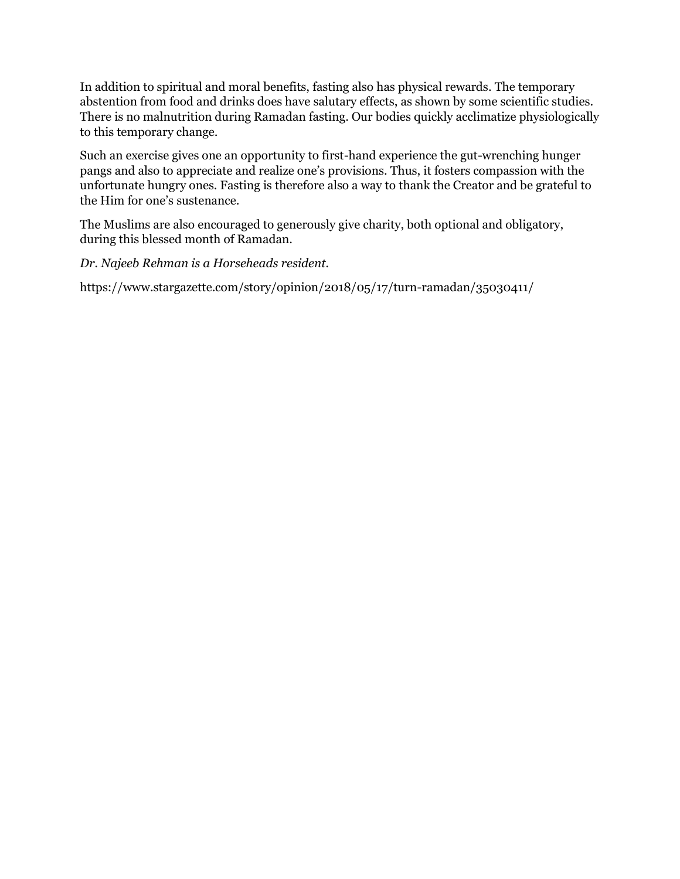In addition to spiritual and moral benefits, fasting also has physical rewards. The temporary abstention from food and drinks does have salutary effects, as shown by some scientific studies. There is no malnutrition during Ramadan fasting. Our bodies quickly acclimatize physiologically to this temporary change.

Such an exercise gives one an opportunity to first-hand experience the gut-wrenching hunger pangs and also to appreciate and realize one's provisions. Thus, it fosters compassion with the unfortunate hungry ones. Fasting is therefore also a way to thank the Creator and be grateful to the Him for one's sustenance.

The Muslims are also encouraged to generously give charity, both optional and obligatory, during this blessed month of Ramadan.

*Dr. Najeeb Rehman is a Horseheads resident.*

https://www.stargazette.com/story/opinion/2018/05/17/turn-ramadan/35030411/